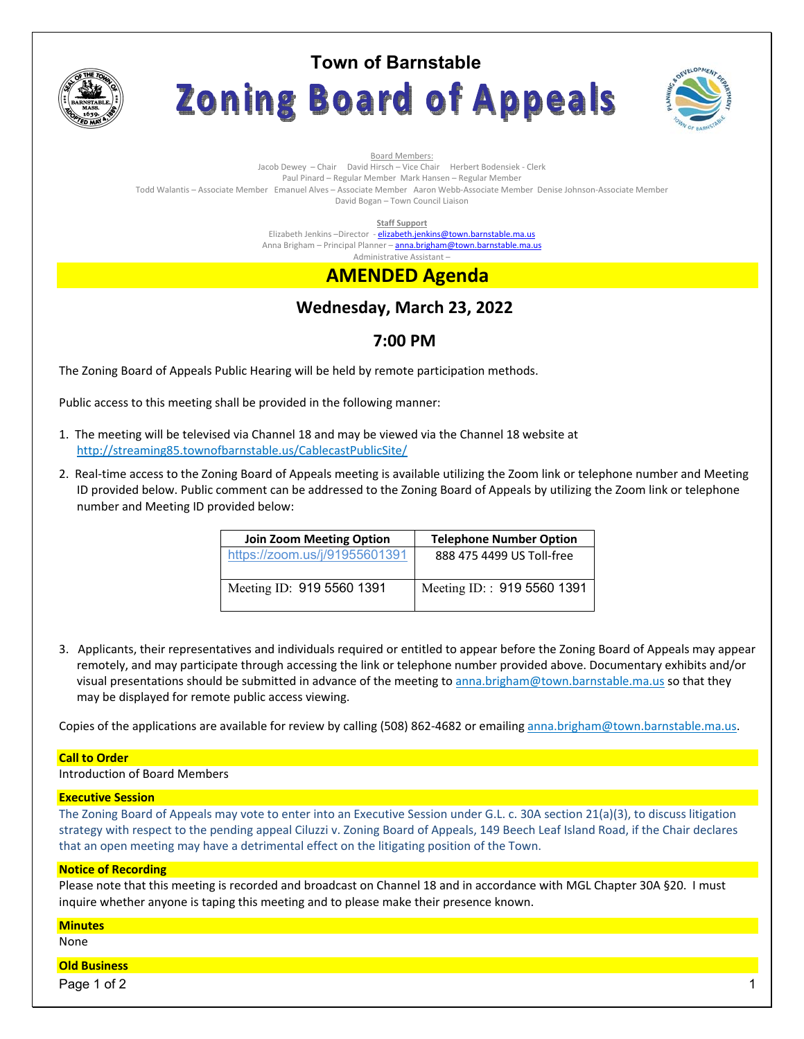# Town of Barnstable

# Zoning Board of Appeals

Board Members:

Jacob Dewey – Chair    David Hirsch – Vice Chair    Herbert Bodensiek - Clerk

Paul Pinard – Regular Member  Mark Hansen – Regular Member

Todd Walantis – Associate Member  Emanuel Alves – Associate Member  Aaron Webb-Associate Member  Denise Johnson-Associate Member

David Bogan – Town Council Liaison

**Staff Support**

Elizabeth Jenkins –Director - elizabeth.jenkins@town.barnstable.ma.us

Anna Brigham – Principal Planner – anna.brigham@town.barnstable.ma.us

Administrative Assistant –

## AMENDED Agenda

### Wednesday, March 23, 2022

### 7:00 PM

The Zoning Board of Appeals Public Hearing will be held by remote participation methods.

Public access to this meeting shall be provided in the following manner:

1. The meeting will be televised via Channel 18 and may be viewed via the Channel 18 website at http://streaming85.townofbarnstable.us/CablecastPublicSite/
2. Real-time access to the Zoning Board of Appeals meeting is available utilizing the Zoom link or telephone number and Meeting ID provided below. Public comment can be addressed to the Zoning Board of Appeals by utilizing the Zoom link or telephone number and Meeting ID provided below:

| Join Zoom Meeting Option | Telephone Number Option |
|---|---|
| https://zoom.us/j/91955601391 | 888 475 4499 US Toll-free |
| Meeting ID: 919 5560 1391 | Meeting ID: : 919 5560 1391 |

3. Applicants, their representatives and individuals required or entitled to appear before the Zoning Board of Appeals may appear remotely, and may participate through accessing the link or telephone number provided above. Documentary exhibits and/or visual presentations should be submitted in advance of the meeting to anna.brigham@town.barnstable.ma.us so that they may be displayed for remote public access viewing.

Copies of the applications are available for review by calling (508) 862-4682 or emailing anna.brigham@town.barnstable.ma.us.

**Call to Order**

Introduction of Board Members

**Executive Session**

The Zoning Board of Appeals may vote to enter into an Executive Session under G.L. c. 30A section 21(a)(3), to discuss litigation strategy with respect to the pending appeal Ciluzzi v. Zoning Board of Appeals, 149 Beech Leaf Island Road, if the Chair declares that an open meeting may have a detrimental effect on the litigating position of the Town.

**Notice of Recording**

Please note that this meeting is recorded and broadcast on Channel 18 and in accordance with MGL Chapter 30A §20. I must inquire whether anyone is taping this meeting and to please make their presence known.

**Minutes**

None

**Old Business**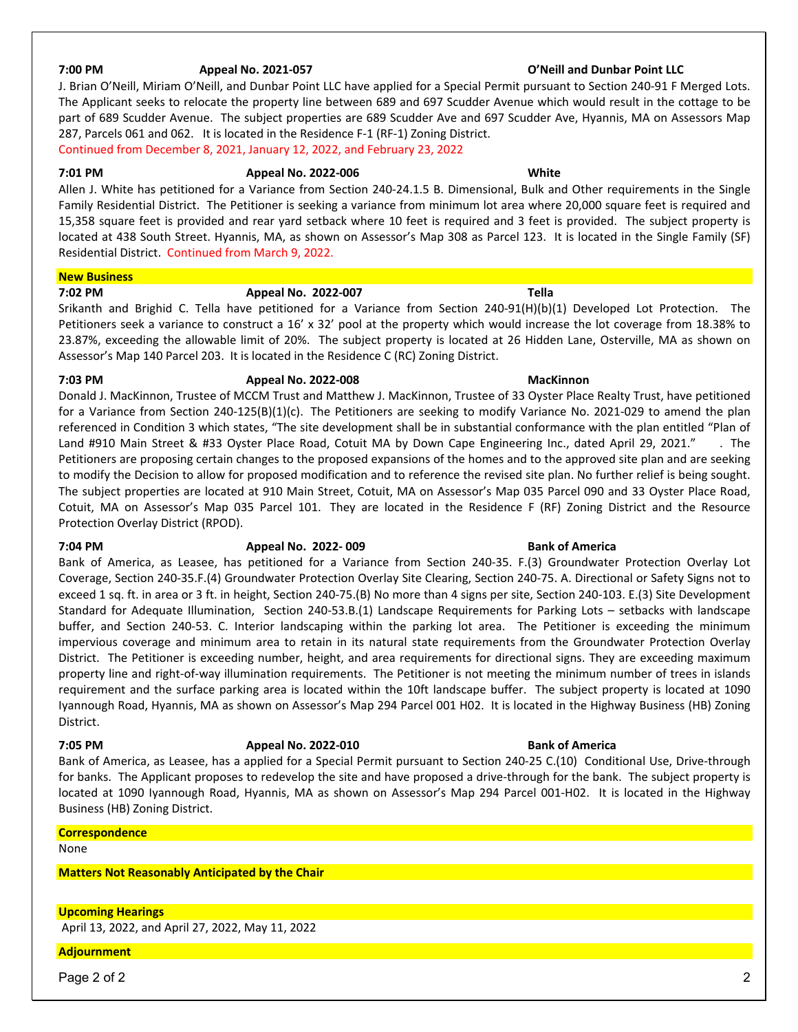**7:00 PM** **Appeal No. 2021-057** **O'Neill and Dunbar Point LLC**

J. Brian O'Neill, Miriam O'Neill, and Dunbar Point LLC have applied for a Special Permit pursuant to Section 240-91 F Merged Lots. The Applicant seeks to relocate the property line between 689 and 697 Scudder Avenue which would result in the cottage to be part of 689 Scudder Avenue. The subject properties are 689 Scudder Ave and 697 Scudder Ave, Hyannis, MA on Assessors Map 287, Parcels 061 and 062. It is located in the Residence F-1 (RF-1) Zoning District.
Continued from December 8, 2021, January 12, 2022, and February 23, 2022

**7:01 PM** **Appeal No. 2022-006** **White**

Allen J. White has petitioned for a Variance from Section 240-24.1.5 B. Dimensional, Bulk and Other requirements in the Single Family Residential District. The Petitioner is seeking a variance from minimum lot area where 20,000 square feet is required and 15,358 square feet is provided and rear yard setback where 10 feet is required and 3 feet is provided. The subject property is located at 438 South Street. Hyannis, MA, as shown on Assessor's Map 308 as Parcel 123. It is located in the Single Family (SF) Residential District. Continued from March 9, 2022.

## New Business

**7:02 PM** **Appeal No. 2022-007** **Tella**

Srikanth and Brighid C. Tella have petitioned for a Variance from Section 240-91(H)(b)(1) Developed Lot Protection. The Petitioners seek a variance to construct a 16' x 32' pool at the property which would increase the lot coverage from 18.38% to 23.87%, exceeding the allowable limit of 20%. The subject property is located at 26 Hidden Lane, Osterville, MA as shown on Assessor's Map 140 Parcel 203. It is located in the Residence C (RC) Zoning District.

**7:03 PM** **Appeal No. 2022-008** **MacKinnon**

Donald J. MacKinnon, Trustee of MCCM Trust and Matthew J. MacKinnon, Trustee of 33 Oyster Place Realty Trust, have petitioned for a Variance from Section 240-125(B)(1)(c). The Petitioners are seeking to modify Variance No. 2021-029 to amend the plan referenced in Condition 3 which states, "The site development shall be in substantial conformance with the plan entitled "Plan of Land #910 Main Street & #33 Oyster Place Road, Cotuit MA by Down Cape Engineering Inc., dated April 29, 2021." . The Petitioners are proposing certain changes to the proposed expansions of the homes and to the approved site plan and are seeking to modify the Decision to allow for proposed modification and to reference the revised site plan. No further relief is being sought. The subject properties are located at 910 Main Street, Cotuit, MA on Assessor's Map 035 Parcel 090 and 33 Oyster Place Road, Cotuit, MA on Assessor's Map 035 Parcel 101. They are located in the Residence F (RF) Zoning District and the Resource Protection Overlay District (RPOD).

**7:04 PM** **Appeal No. 2022- 009** **Bank of America**

Bank of America, as Leasee, has petitioned for a Variance from Section 240-35. F.(3) Groundwater Protection Overlay Lot Coverage, Section 240-35.F.(4) Groundwater Protection Overlay Site Clearing, Section 240-75. A. Directional or Safety Signs not to exceed 1 sq. ft. in area or 3 ft. in height, Section 240-75.(B) No more than 4 signs per site, Section 240-103. E.(3) Site Development Standard for Adequate Illumination, Section 240-53.B.(1) Landscape Requirements for Parking Lots – setbacks with landscape buffer, and Section 240-53. C. Interior landscaping within the parking lot area. The Petitioner is exceeding the minimum impervious coverage and minimum area to retain in its natural state requirements from the Groundwater Protection Overlay District. The Petitioner is exceeding number, height, and area requirements for directional signs. They are exceeding maximum property line and right-of-way illumination requirements. The Petitioner is not meeting the minimum number of trees in islands requirement and the surface parking area is located within the 10ft landscape buffer. The subject property is located at 1090 Iyannough Road, Hyannis, MA as shown on Assessor's Map 294 Parcel 001 H02. It is located in the Highway Business (HB) Zoning District.

**7:05 PM** **Appeal No. 2022-010** **Bank of America**

Bank of America, as Leasee, has a applied for a Special Permit pursuant to Section 240-25 C.(10) Conditional Use, Drive-through for banks. The Applicant proposes to redevelop the site and have proposed a drive-through for the bank. The subject property is located at 1090 Iyannough Road, Hyannis, MA as shown on Assessor's Map 294 Parcel 001-H02. It is located in the Highway Business (HB) Zoning District.

## Correspondence

None

## Matters Not Reasonably Anticipated by the Chair

## Upcoming Hearings

April 13, 2022, and April 27, 2022, May 11, 2022

## Adjournment